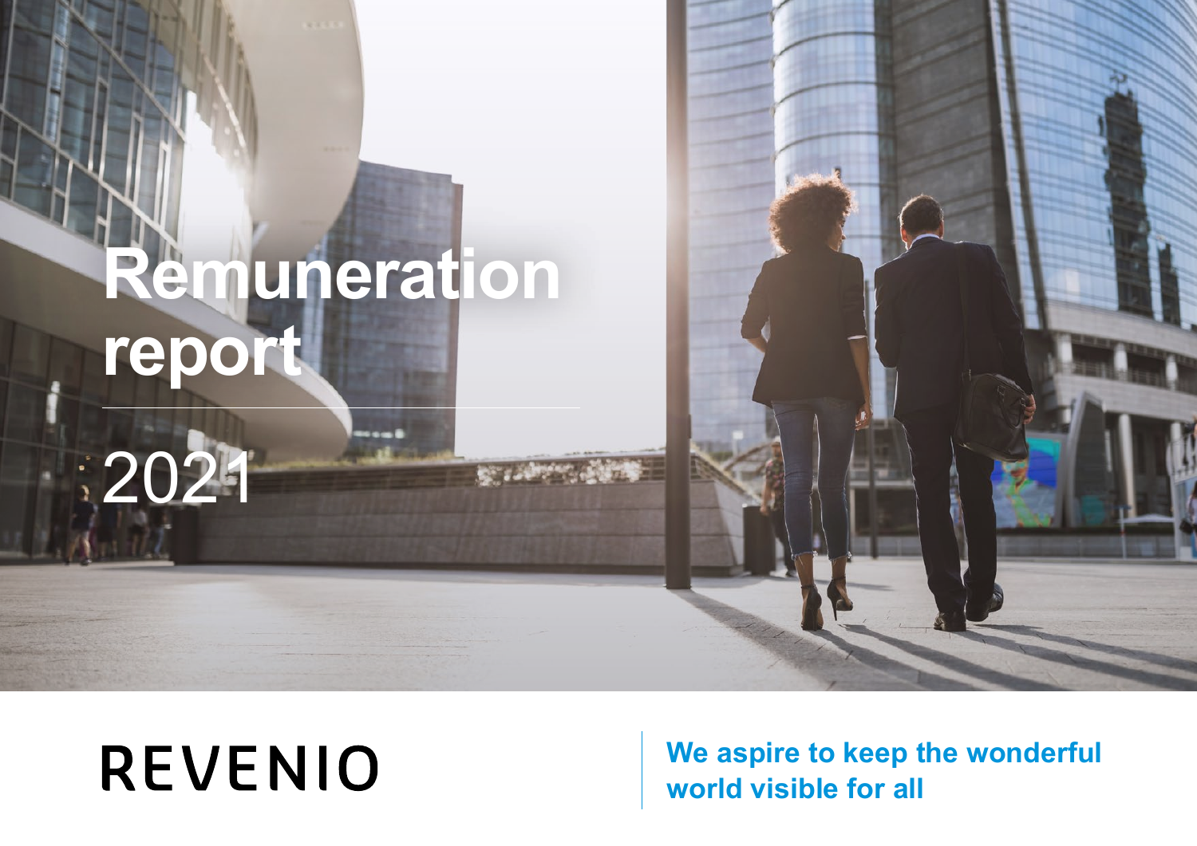# Remuneration report

2021

REVENIO

**We aspire to keep the wonderful world visible for all**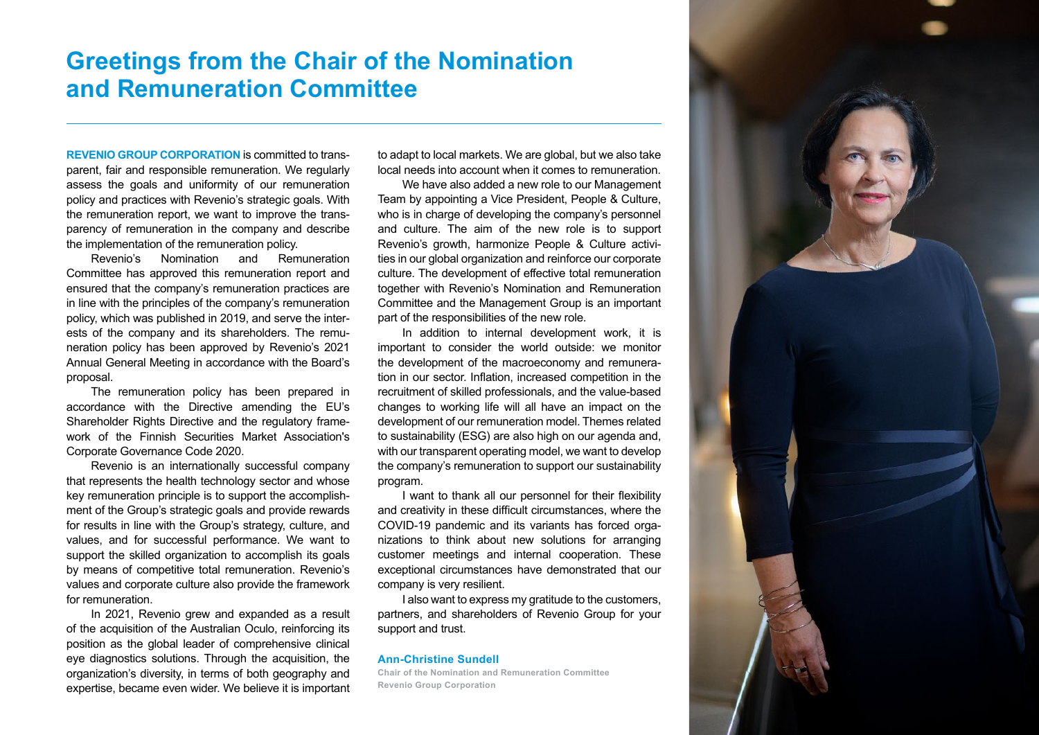# Greetings from the Chair of the Nomination and Remuneration Committee

**REVENIO GROUP CORPORATION** is committed to transparent, fair and responsible remuneration. We regularly assess the goals and uniformity of our remuneration policy and practices with Revenio's strategic goals. With the remuneration report, we want to improve the transparency of remuneration in the company and describe the implementation of the remuneration policy.

Revenio's Nomination and Remuneration Committee has approved this remuneration report and ensured that the company's remuneration practices are in line with the principles of the company's remuneration policy, which was published in 2019, and serve the interests of the company and its shareholders. The remuneration policy has been approved by Revenio's 2021 Annual General Meeting in accordance with the Board's proposal.

The remuneration policy has been prepared in accordance with the Directive amending the EU's Shareholder Rights Directive and the regulatory framework of the Finnish Securities Market Association's Corporate Governance Code 2020.

Revenio is an internationally successful company that represents the health technology sector and whose key remuneration principle is to support the accomplishment of the Group's strategic goals and provide rewards for results in line with the Group's strategy, culture, and values, and for successful performance. We want to support the skilled organization to accomplish its goals by means of competitive total remuneration. Revenio's values and corporate culture also provide the framework for remuneration.

In 2021, Revenio grew and expanded as a result of the acquisition of the Australian Oculo, reinforcing its position as the global leader of comprehensive clinical eye diagnostics solutions. Through the acquisition, the organization's diversity, in terms of both geography and expertise, became even wider. We believe it is important to adapt to local markets. We are global, but we also take local needs into account when it comes to remuneration.

We have also added a new role to our Management Team by appointing a Vice President, People & Culture, who is in charge of developing the company's personnel and culture. The aim of the new role is to support Revenio's growth, harmonize People & Culture activities in our global organization and reinforce our corporate culture. The development of effective total remuneration together with Revenio's Nomination and Remuneration Committee and the Management Group is an important part of the responsibilities of the new role.

In addition to internal development work, it is important to consider the world outside: we monitor the development of the macroeconomy and remuneration in our sector. Inflation, increased competition in the recruitment of skilled professionals, and the value-based changes to working life will all have an impact on the development of our remuneration model. Themes related to sustainability (ESG) are also high on our agenda and, with our transparent operating model, we want to develop the company's remuneration to support our sustainability program.

I want to thank all our personnel for their flexibility and creativity in these difficult circumstances, where the COVID-19 pandemic and its variants has forced organizations to think about new solutions for arranging customer meetings and internal cooperation. These exceptional circumstances have demonstrated that our company is very resilient.

I also want to express my gratitude to the customers, partners, and shareholders of Revenio Group for your support and trust.

**Ann-Christine Sundell**
Chair of the Nomination and Remuneration Committee
Revenio Group Corporation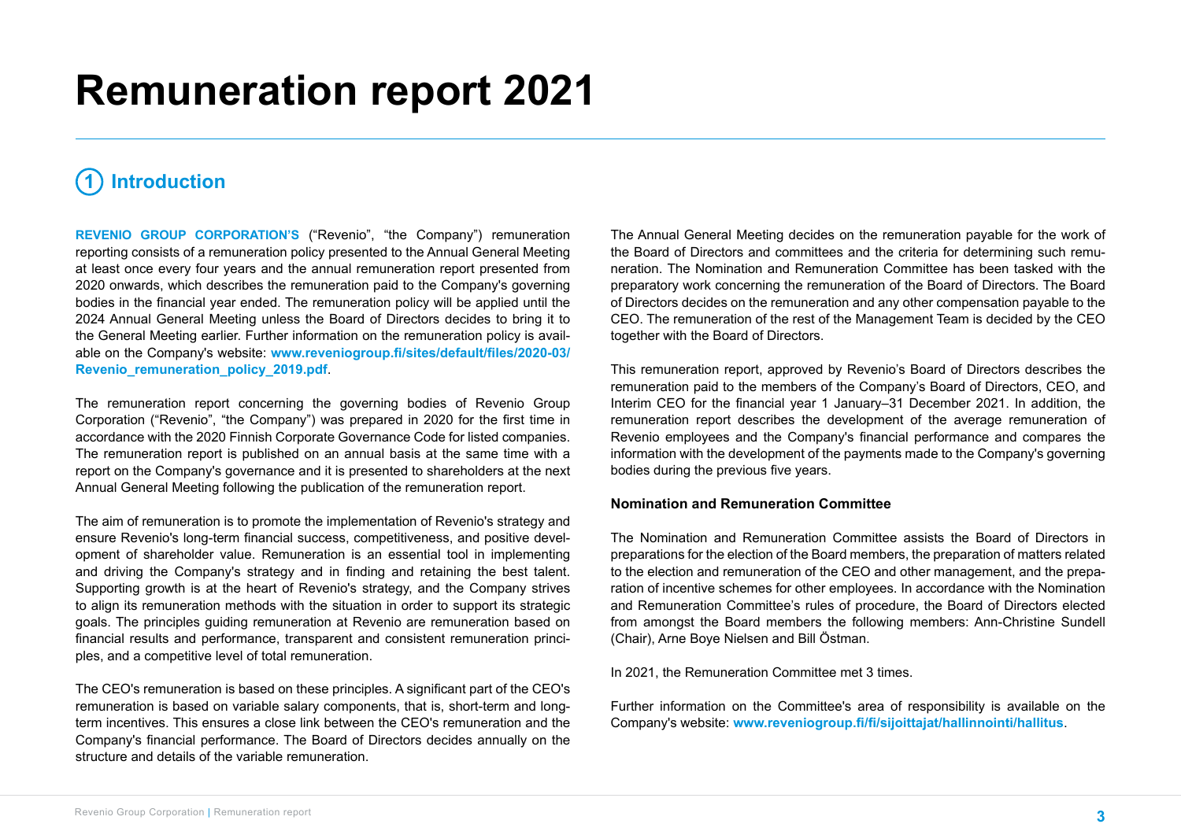# Remuneration report 2021

## 1 Introduction

**REVENIO GROUP CORPORATION'S** ("Revenio", "the Company") remuneration reporting consists of a remuneration policy presented to the Annual General Meeting at least once every four years and the annual remuneration report presented from 2020 onwards, which describes the remuneration paid to the Company's governing bodies in the financial year ended. The remuneration policy will be applied until the 2024 Annual General Meeting unless the Board of Directors decides to bring it to the General Meeting earlier. Further information on the remuneration policy is available on the Company's website: **www.reveniogroup.fi/sites/default/files/2020-03/Revenio_remuneration_policy_2019.pdf**.

The remuneration report concerning the governing bodies of Revenio Group Corporation ("Revenio", "the Company") was prepared in 2020 for the first time in accordance with the 2020 Finnish Corporate Governance Code for listed companies. The remuneration report is published on an annual basis at the same time with a report on the Company's governance and it is presented to shareholders at the next Annual General Meeting following the publication of the remuneration report.

The aim of remuneration is to promote the implementation of Revenio's strategy and ensure Revenio's long-term financial success, competitiveness, and positive development of shareholder value. Remuneration is an essential tool in implementing and driving the Company's strategy and in finding and retaining the best talent. Supporting growth is at the heart of Revenio's strategy, and the Company strives to align its remuneration methods with the situation in order to support its strategic goals. The principles guiding remuneration at Revenio are remuneration based on financial results and performance, transparent and consistent remuneration principles, and a competitive level of total remuneration.

The CEO's remuneration is based on these principles. A significant part of the CEO's remuneration is based on variable salary components, that is, short-term and long-term incentives. This ensures a close link between the CEO's remuneration and the Company's financial performance. The Board of Directors decides annually on the structure and details of the variable remuneration.

The Annual General Meeting decides on the remuneration payable for the work of the Board of Directors and committees and the criteria for determining such remuneration. The Nomination and Remuneration Committee has been tasked with the preparatory work concerning the remuneration of the Board of Directors. The Board of Directors decides on the remuneration and any other compensation payable to the CEO. The remuneration of the rest of the Management Team is decided by the CEO together with the Board of Directors.

This remuneration report, approved by Revenio's Board of Directors describes the remuneration paid to the members of the Company's Board of Directors, CEO, and Interim CEO for the financial year 1 January–31 December 2021. In addition, the remuneration report describes the development of the average remuneration of Revenio employees and the Company's financial performance and compares the information with the development of the payments made to the Company's governing bodies during the previous five years.

### Nomination and Remuneration Committee

The Nomination and Remuneration Committee assists the Board of Directors in preparations for the election of the Board members, the preparation of matters related to the election and remuneration of the CEO and other management, and the preparation of incentive schemes for other employees. In accordance with the Nomination and Remuneration Committee's rules of procedure, the Board of Directors elected from amongst the Board members the following members: Ann-Christine Sundell (Chair), Arne Boye Nielsen and Bill Östman.

In 2021, the Remuneration Committee met 3 times.

Further information on the Committee's area of responsibility is available on the Company's website: **www.reveniogroup.fi/fi/sijoittajat/hallinnointi/hallitus**.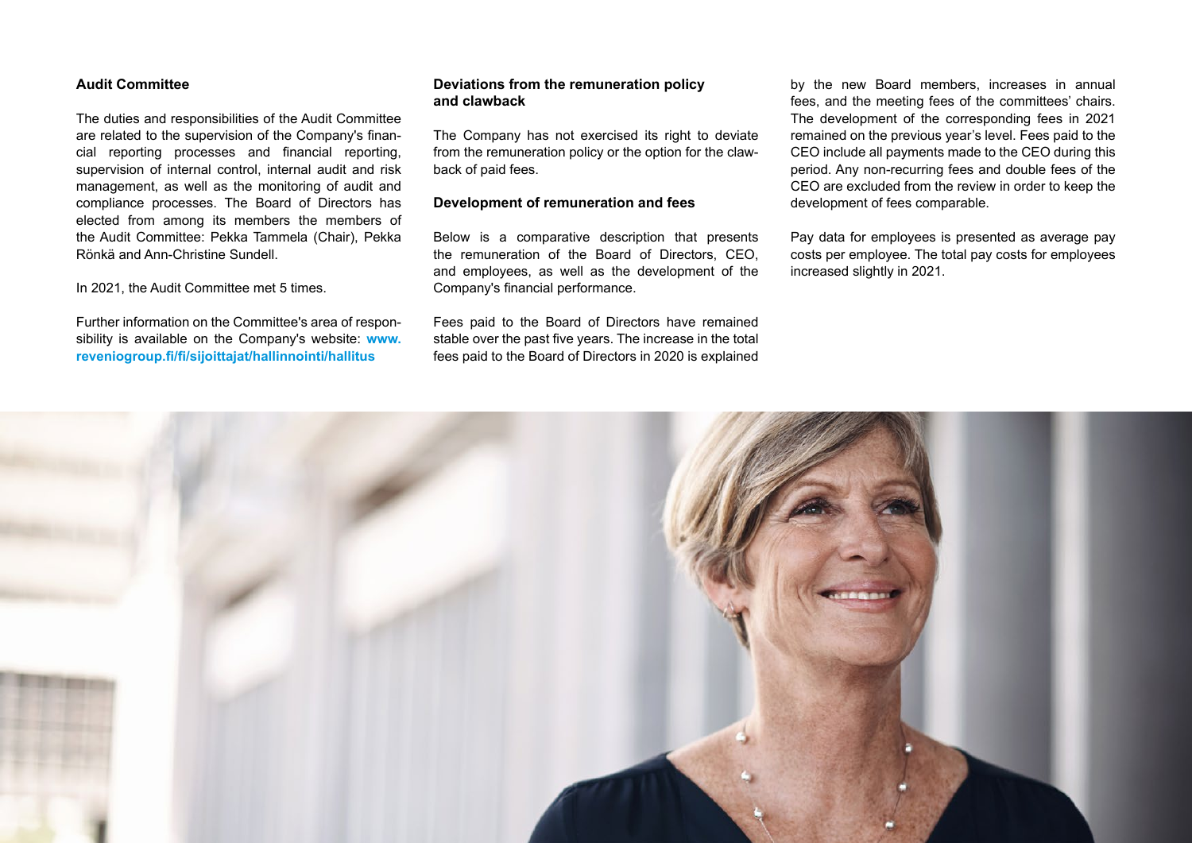### Audit Committee

The duties and responsibilities of the Audit Committee are related to the supervision of the Company's financial reporting processes and financial reporting, supervision of internal control, internal audit and risk management, as well as the monitoring of audit and compliance processes. The Board of Directors has elected from among its members the members of the Audit Committee: Pekka Tammela (Chair), Pekka Rönkä and Ann-Christine Sundell.

In 2021, the Audit Committee met 5 times.

Further information on the Committee's area of responsibility is available on the Company's website: **www.reveniogroup.fi/fi/sijoittajat/hallinnointi/hallitus**

### Deviations from the remuneration policy and clawback

The Company has not exercised its right to deviate from the remuneration policy or the option for the clawback of paid fees.

### Development of remuneration and fees

Below is a comparative description that presents the remuneration of the Board of Directors, CEO, and employees, as well as the development of the Company's financial performance.

Fees paid to the Board of Directors have remained stable over the past five years. The increase in the total fees paid to the Board of Directors in 2020 is explained by the new Board members, increases in annual fees, and the meeting fees of the committees' chairs. The development of the corresponding fees in 2021 remained on the previous year's level. Fees paid to the CEO include all payments made to the CEO during this period. Any non-recurring fees and double fees of the CEO are excluded from the review in order to keep the development of fees comparable.

Pay data for employees is presented as average pay costs per employee. The total pay costs for employees increased slightly in 2021.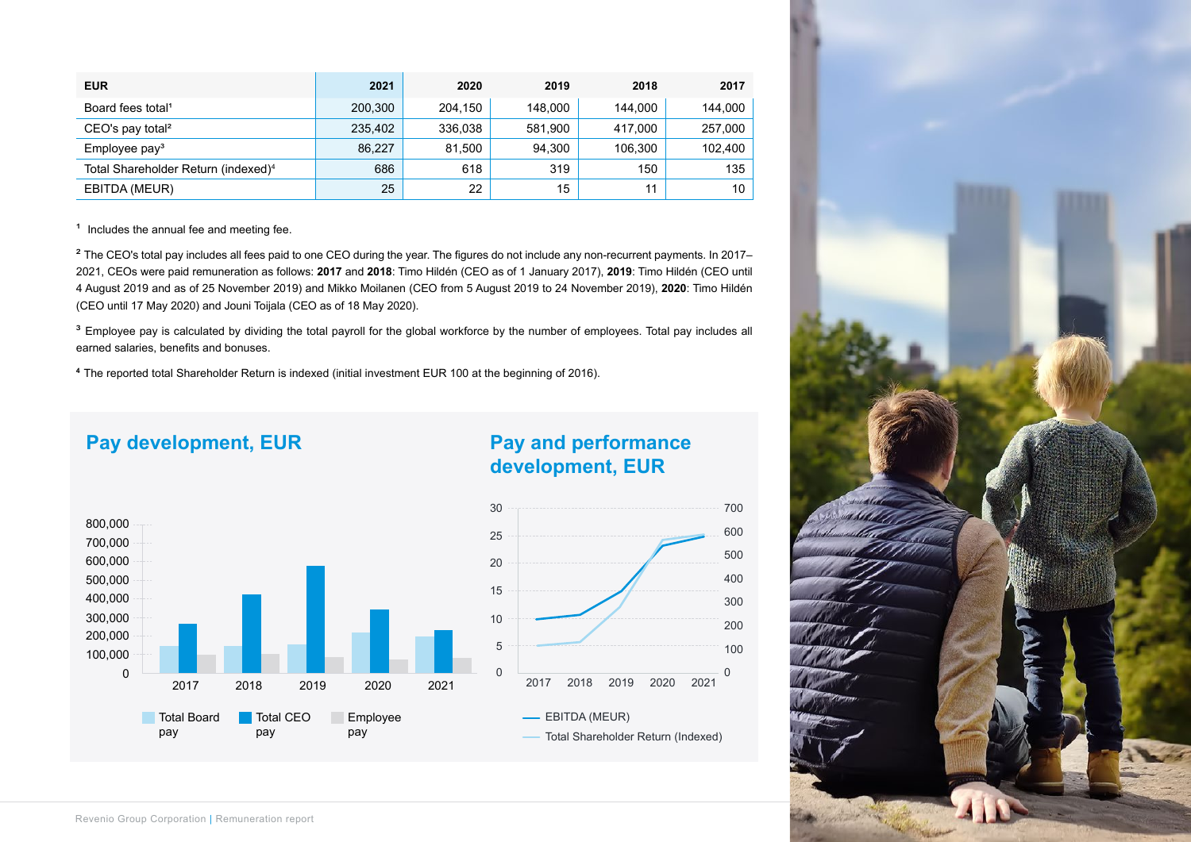| EUR | 2021 | 2020 | 2019 | 2018 | 2017 |
|---|---|---|---|---|---|
| Board fees total[1] | 200,300 | 204,150 | 148,000 | 144,000 | 144,000 |
| CEO's pay total[2] | 235,402 | 336,038 | 581,900 | 417,000 | 257,000 |
| Employee pay[3] | 86,227 | 81,500 | 94,300 | 106,300 | 102,400 |
| Total Shareholder Return (indexed)[4] | 686 | 618 | 319 | 150 | 135 |
| EBITDA (MEUR) | 25 | 22 | 15 | 11 | 10 |

[1] Includes the annual fee and meeting fee.

[2] The CEO's total pay includes all fees paid to one CEO during the year. The figures do not include any non-recurrent payments. In 2017–2021, CEOs were paid remuneration as follows: **2017** and **2018**: Timo Hildén (CEO as of 1 January 2017), **2019**: Timo Hildén (CEO until 4 August 2019 and as of 25 November 2019) and Mikko Moilanen (CEO from 5 August 2019 to 24 November 2019), **2020**: Timo Hildén (CEO until 17 May 2020) and Jouni Toijala (CEO as of 18 May 2020).

[3] Employee pay is calculated by dividing the total payroll for the global workforce by the number of employees. Total pay includes all earned salaries, benefits and bonuses.

[4] The reported total Shareholder Return is indexed (initial investment EUR 100 at the beginning of 2016).

## Pay development, EUR

Total Board pay | Total CEO pay | Employee pay

## Pay and performance development, EUR

EBITDA (MEUR) | Total Shareholder Return (Indexed)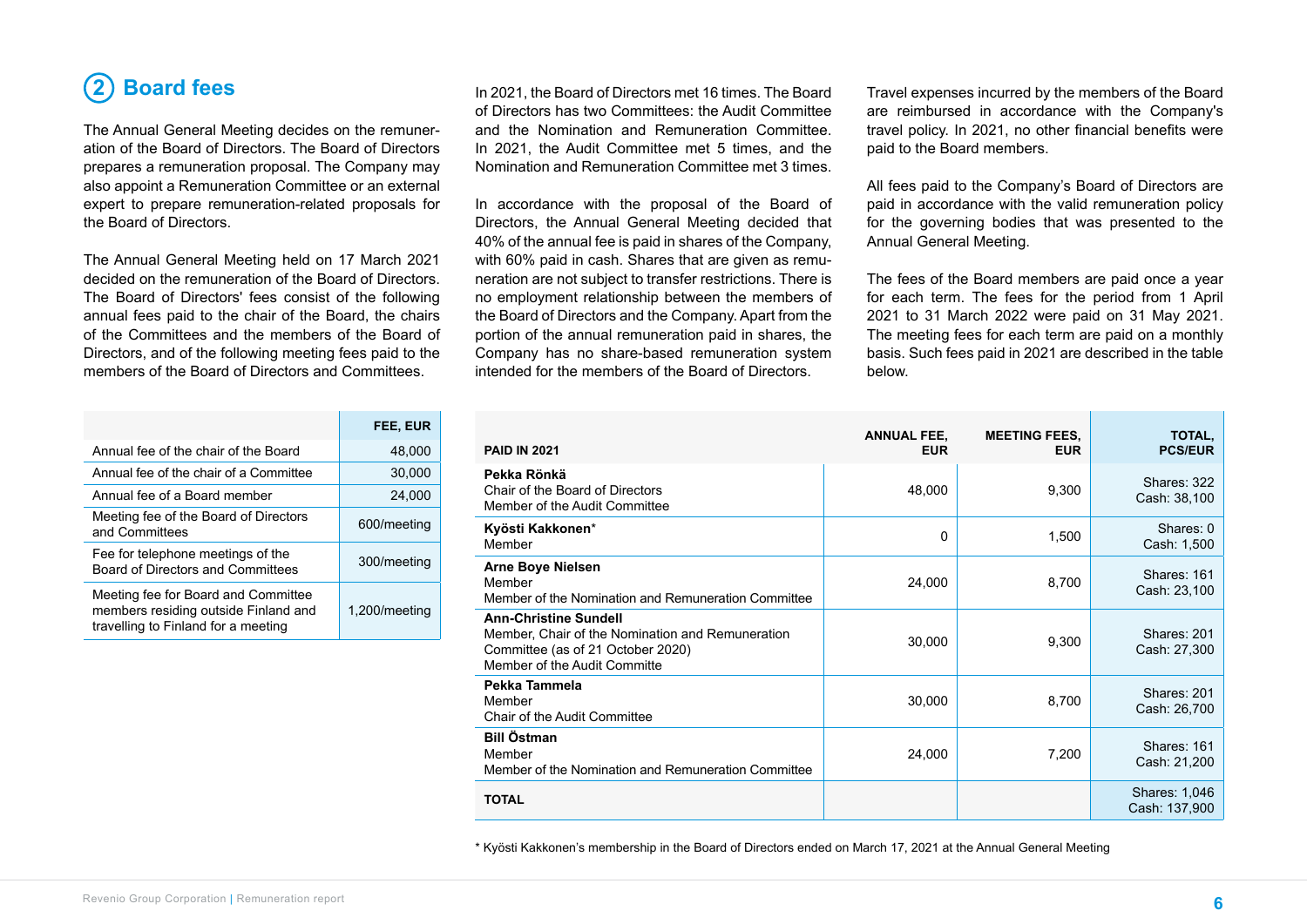## 2 Board fees

The Annual General Meeting decides on the remuneration of the Board of Directors. The Board of Directors prepares a remuneration proposal. The Company may also appoint a Remuneration Committee or an external expert to prepare remuneration-related proposals for the Board of Directors.

The Annual General Meeting held on 17 March 2021 decided on the remuneration of the Board of Directors. The Board of Directors' fees consist of the following annual fees paid to the chair of the Board, the chairs of the Committees and the members of the Board of Directors, and of the following meeting fees paid to the members of the Board of Directors and Committees.

| | FEE, EUR |
|---|---|
| Annual fee of the chair of the Board | 48,000 |
| Annual fee of the chair of a Committee | 30,000 |
| Annual fee of a Board member | 24,000 |
| Meeting fee of the Board of Directors and Committees | 600/meeting |
| Fee for telephone meetings of the Board of Directors and Committees | 300/meeting |
| Meeting fee for Board and Committee members residing outside Finland and travelling to Finland for a meeting | 1,200/meeting |

In 2021, the Board of Directors met 16 times. The Board of Directors has two Committees: the Audit Committee and the Nomination and Remuneration Committee. In 2021, the Audit Committee met 5 times, and the Nomination and Remuneration Committee met 3 times.

In accordance with the proposal of the Board of Directors, the Annual General Meeting decided that 40% of the annual fee is paid in shares of the Company, with 60% paid in cash. Shares that are given as remuneration are not subject to transfer restrictions. There is no employment relationship between the members of the Board of Directors and the Company. Apart from the portion of the annual remuneration paid in shares, the Company has no share-based remuneration system intended for the members of the Board of Directors.

Travel expenses incurred by the members of the Board are reimbursed in accordance with the Company's travel policy. In 2021, no other financial benefits were paid to the Board members.

All fees paid to the Company's Board of Directors are paid in accordance with the valid remuneration policy for the governing bodies that was presented to the Annual General Meeting.

The fees of the Board members are paid once a year for each term. The fees for the period from 1 April 2021 to 31 March 2022 were paid on 31 May 2021. The meeting fees for each term are paid on a monthly basis. Such fees paid in 2021 are described in the table below.

| PAID IN 2021 | ANNUAL FEE, EUR | MEETING FEES, EUR | TOTAL, PCS/EUR |
|---|---|---|---|
| **Pekka Rönkä**<br>Chair of the Board of Directors<br>Member of the Audit Committee | 48,000 | 9,300 | Shares: 322<br>Cash: 38,100 |
| **Kyösti Kakkonen***<br>Member | 0 | 1,500 | Shares: 0<br>Cash: 1,500 |
| **Arne Boye Nielsen**<br>Member<br>Member of the Nomination and Remuneration Committee | 24,000 | 8,700 | Shares: 161<br>Cash: 23,100 |
| **Ann-Christine Sundell**<br>Member, Chair of the Nomination and Remuneration Committee (as of 21 October 2020)<br>Member of the Audit Committe | 30,000 | 9,300 | Shares: 201<br>Cash: 27,300 |
| **Pekka Tammela**<br>Member<br>Chair of the Audit Committee | 30,000 | 8,700 | Shares: 201<br>Cash: 26,700 |
| **Bill Östman**<br>Member<br>Member of the Nomination and Remuneration Committee | 24,000 | 7,200 | Shares: 161<br>Cash: 21,200 |
| **TOTAL** | | | Shares: 1,046<br>Cash: 137,900 |

* Kyösti Kakkonen's membership in the Board of Directors ended on March 17, 2021 at the Annual General Meeting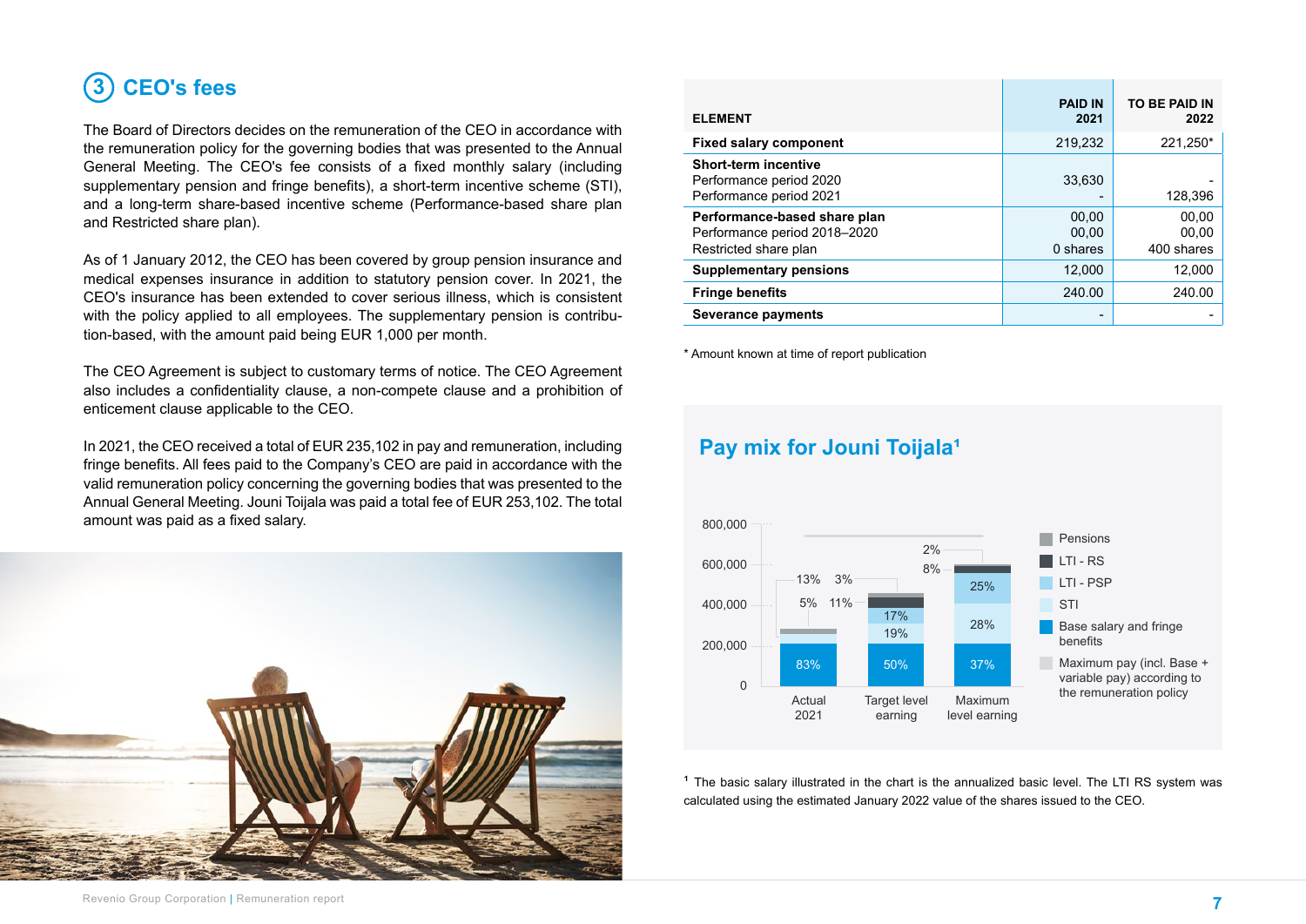## 3 CEO's fees

The Board of Directors decides on the remuneration of the CEO in accordance with the remuneration policy for the governing bodies that was presented to the Annual General Meeting. The CEO's fee consists of a fixed monthly salary (including supplementary pension and fringe benefits), a short-term incentive scheme (STI), and a long-term share-based incentive scheme (Performance-based share plan and Restricted share plan).

As of 1 January 2012, the CEO has been covered by group pension insurance and medical expenses insurance in addition to statutory pension cover. In 2021, the CEO's insurance has been extended to cover serious illness, which is consistent with the policy applied to all employees. The supplementary pension is contribution-based, with the amount paid being EUR 1,000 per month.

The CEO Agreement is subject to customary terms of notice. The CEO Agreement also includes a confidentiality clause, a non-compete clause and a prohibition of enticement clause applicable to the CEO.

In 2021, the CEO received a total of EUR 235,102 in pay and remuneration, including fringe benefits. All fees paid to the Company's CEO are paid in accordance with the valid remuneration policy concerning the governing bodies that was presented to the Annual General Meeting. Jouni Toijala was paid a total fee of EUR 253,102. The total amount was paid as a fixed salary.

| ELEMENT | PAID IN 2021 | TO BE PAID IN 2022 |
|---|---|---|
| **Fixed salary component** | 219,232 | 221,250* |
| **Short-term incentive** | | |
| Performance period 2020 | 33,630 | - |
| Performance period 2021 | - | 128,396 |
| **Performance-based share plan** | 00,00 | 00,00 |
| Performance period 2018–2020 | 00,00 | 00,00 |
| Restricted share plan | 0 shares | 400 shares |
| **Supplementary pensions** | 12,000 | 12,000 |
| **Fringe benefits** | 240.00 | 240.00 |
| **Severance payments** | - | - |

\* Amount known at time of report publication

### Pay mix for Jouni Toijala[1]

| | Actual 2021 | Target level earning | Maximum level earning |
|---|---|---|---|
| Base salary and fringe benefits | 83% | 50% | 37% |
| STI | 5% | 19% | 28% |
| LTI - PSP | 13% | 17% | 25% |
| LTI - RS | 3% | 11% | 8% |
| Pensions | | 3% | 2% |

Y-axis: 0 – 800,000. Legend: Pensions; LTI - RS; LTI - PSP; STI; Base salary and fringe benefits; Maximum pay (incl. Base + variable pay) according to the remuneration policy.

[1] The basic salary illustrated in the chart is the annualized basic level. The LTI RS system was calculated using the estimated January 2022 value of the shares issued to the CEO.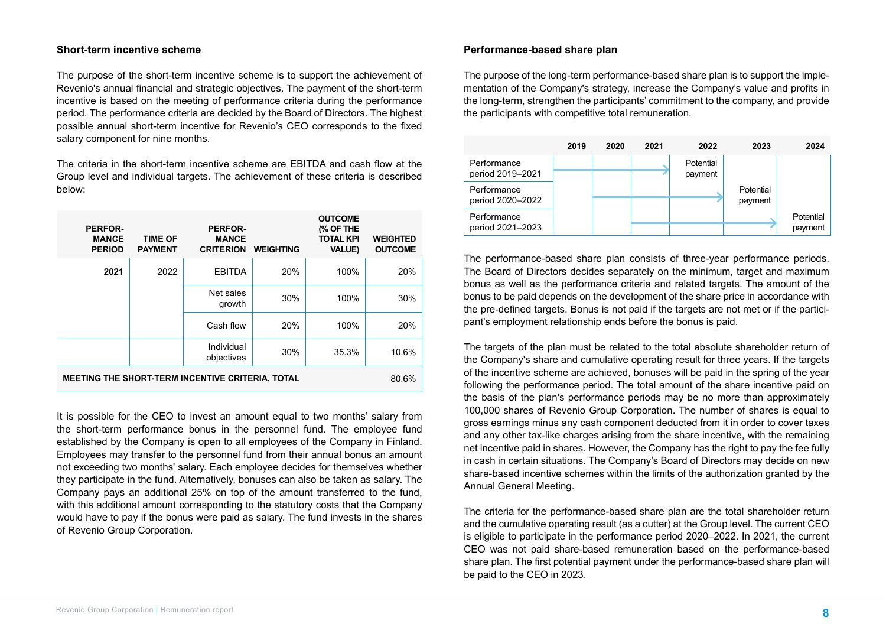## Short-term incentive scheme

The purpose of the short-term incentive scheme is to support the achievement of Revenio's annual financial and strategic objectives. The payment of the short-term incentive is based on the meeting of performance criteria during the performance period. The performance criteria are decided by the Board of Directors. The highest possible annual short-term incentive for Revenio's CEO corresponds to the fixed salary component for nine months.

The criteria in the short-term incentive scheme are EBITDA and cash flow at the Group level and individual targets. The achievement of these criteria is described below:

| PERFORMANCE PERIOD | TIME OF PAYMENT | PERFORMANCE CRITERION | WEIGHTING | OUTCOME (% OF THE TOTAL KPI VALUE) | WEIGHTED OUTCOME |
|---|---|---|---|---|---|
| **2021** | 2022 | EBITDA | 20% | 100% | 20% |
| | | Net sales growth | 30% | 100% | 30% |
| | | Cash flow | 20% | 100% | 20% |
| | | Individual objectives | 30% | 35.3% | 10.6% |
| **MEETING THE SHORT-TERM INCENTIVE CRITERIA, TOTAL** | | | | | 80.6% |

It is possible for the CEO to invest an amount equal to two months' salary from the short-term performance bonus in the personnel fund. The employee fund established by the Company is open to all employees of the Company in Finland. Employees may transfer to the personnel fund from their annual bonus an amount not exceeding two months' salary. Each employee decides for themselves whether they participate in the fund. Alternatively, bonuses can also be taken as salary. The Company pays an additional 25% on top of the amount transferred to the fund, with this additional amount corresponding to the statutory costs that the Company would have to pay if the bonus were paid as salary. The fund invests in the shares of Revenio Group Corporation.

## Performance-based share plan

The purpose of the long-term performance-based share plan is to support the implementation of the Company's strategy, increase the Company's value and profits in the long-term, strengthen the participants' commitment to the company, and provide the participants with competitive total remuneration.

| | 2019 | 2020 | 2021 | 2022 | 2023 | 2024 |
|---|---|---|---|---|---|---|
| Performance period 2019–2021 | → | → | → | Potential payment | | |
| Performance period 2020–2022 | | → | → | → | Potential payment | |
| Performance period 2021–2023 | | | → | → | → | Potential payment |

The performance-based share plan consists of three-year performance periods. The Board of Directors decides separately on the minimum, target and maximum bonus as well as the performance criteria and related targets. The amount of the bonus to be paid depends on the development of the share price in accordance with the pre-defined targets. Bonus is not paid if the targets are not met or if the participant's employment relationship ends before the bonus is paid.

The targets of the plan must be related to the total absolute shareholder return of the Company's share and cumulative operating result for three years. If the targets of the incentive scheme are achieved, bonuses will be paid in the spring of the year following the performance period. The total amount of the share incentive paid on the basis of the plan's performance periods may be no more than approximately 100,000 shares of Revenio Group Corporation. The number of shares is equal to gross earnings minus any cash component deducted from it in order to cover taxes and any other tax-like charges arising from the share incentive, with the remaining net incentive paid in shares. However, the Company has the right to pay the fee fully in cash in certain situations. The Company's Board of Directors may decide on new share-based incentive schemes within the limits of the authorization granted by the Annual General Meeting.

The criteria for the performance-based share plan are the total shareholder return and the cumulative operating result (as a cutter) at the Group level. The current CEO is eligible to participate in the performance period 2020–2022. In 2021, the current CEO was not paid share-based remuneration based on the performance-based share plan. The first potential payment under the performance-based share plan will be paid to the CEO in 2023.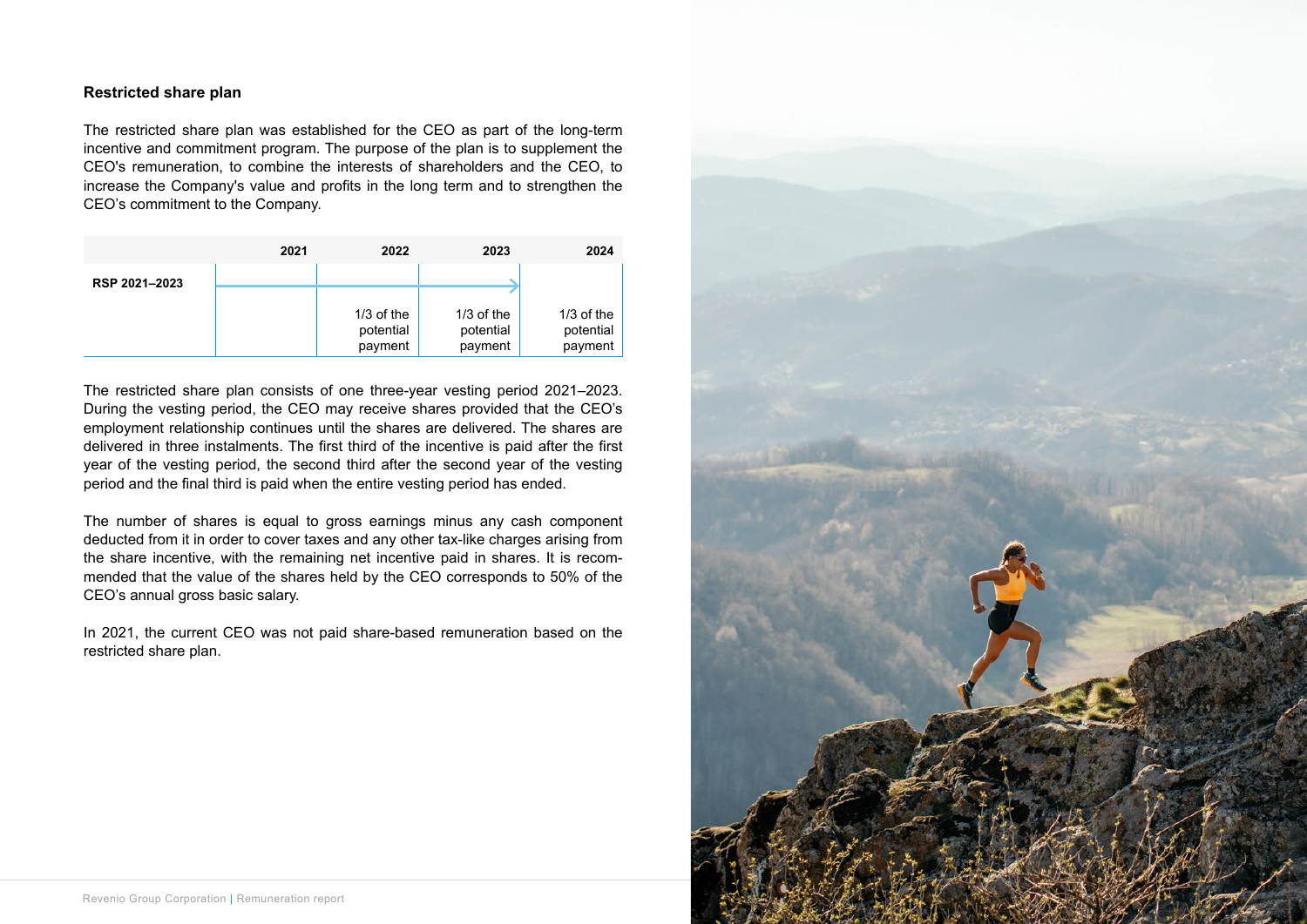### Restricted share plan

The restricted share plan was established for the CEO as part of the long-term incentive and commitment program. The purpose of the plan is to supplement the CEO's remuneration, to combine the interests of shareholders and the CEO, to increase the Company's value and profits in the long term and to strengthen the CEO's commitment to the Company.

| | 2021 | 2022 | 2023 | 2024 |
|---|---|---|---|---|
| RSP 2021–2023 | | | | |
| | | 1/3 of the potential payment | 1/3 of the potential payment | 1/3 of the potential payment |

The restricted share plan consists of one three-year vesting period 2021–2023. During the vesting period, the CEO may receive shares provided that the CEO's employment relationship continues until the shares are delivered. The shares are delivered in three instalments. The first third of the incentive is paid after the first year of the vesting period, the second third after the second year of the vesting period and the final third is paid when the entire vesting period has ended.

The number of shares is equal to gross earnings minus any cash component deducted from it in order to cover taxes and any other tax-like charges arising from the share incentive, with the remaining net incentive paid in shares. It is recommended that the value of the shares held by the CEO corresponds to 50% of the CEO's annual gross basic salary.

In 2021, the current CEO was not paid share-based remuneration based on the restricted share plan.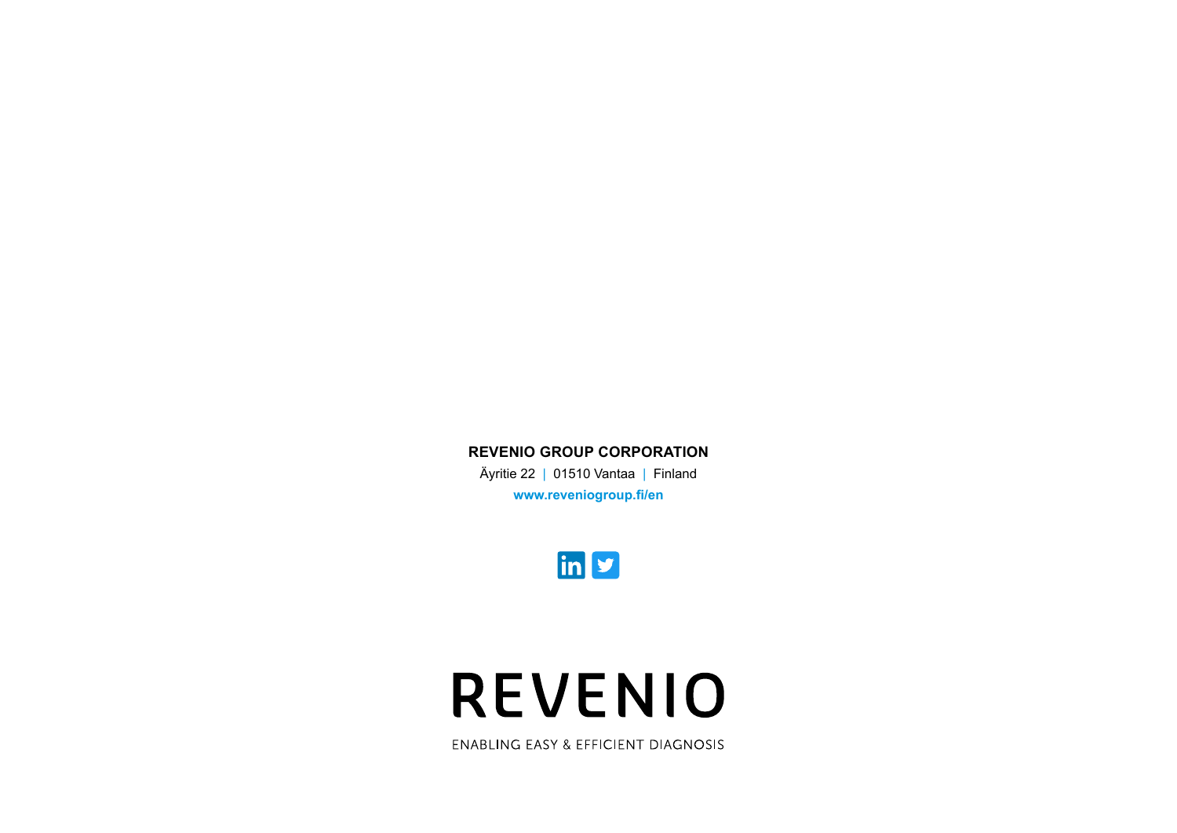**REVENIO GROUP CORPORATION**

Äyritie 22 | 01510 Vantaa | Finland

**www.reveniogroup.fi/en**

REVENIO

ENABLING EASY & EFFICIENT DIAGNOSIS